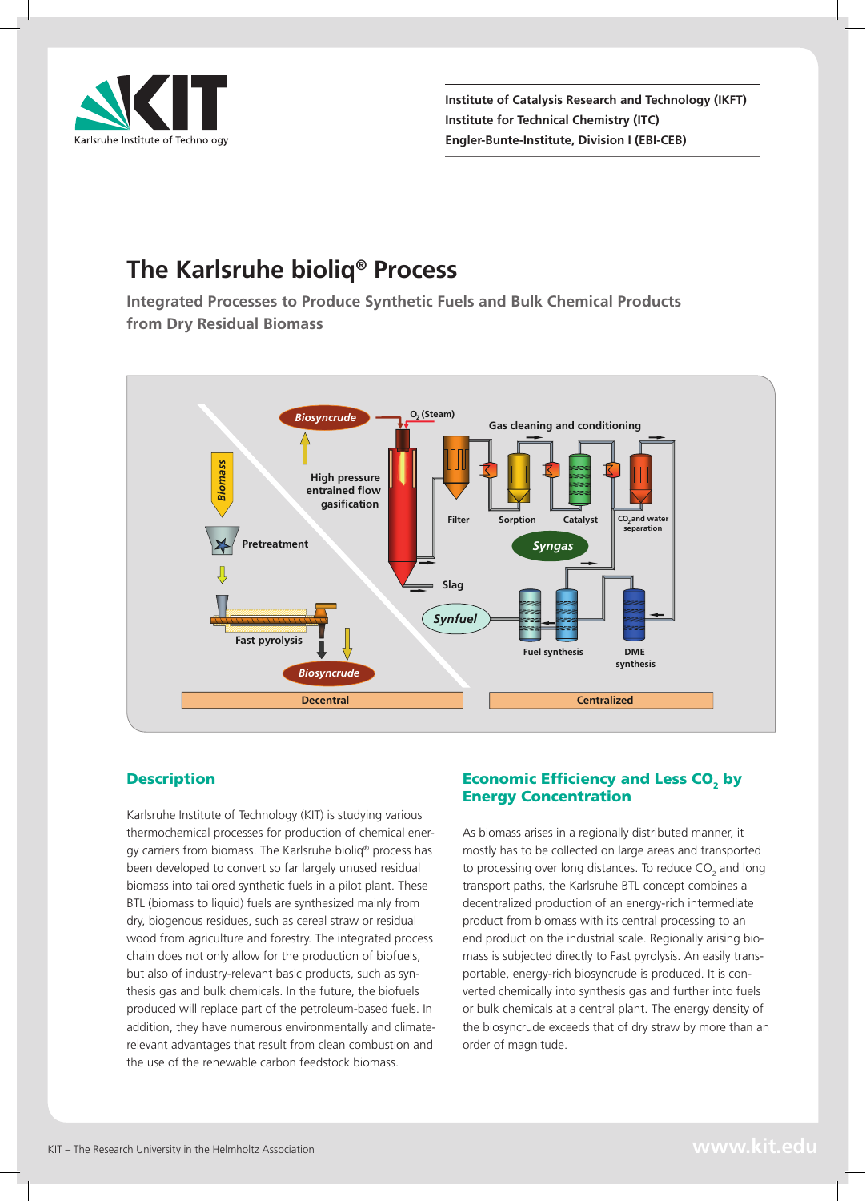Karlsruhe Institute of Technology

Institute of Catalysis Research and Technology (IKFT)
Institute for Technical Chemistry (ITC)
Engler-Bunte-Institute, Division I (EBI-CEB)

# The Karlsruhe bioliq® Process

## Integrated Processes to Produce Synthetic Fuels and Bulk Chemical Products from Dry Residual Biomass

## Description

Karlsruhe Institute of Technology (KIT) is studying various thermochemical processes for production of chemical energy carriers from biomass. The Karlsruhe bioliq® process has been developed to convert so far largely unused residual biomass into tailored synthetic fuels in a pilot plant. These BTL (biomass to liquid) fuels are synthesized mainly from dry, biogenous residues, such as cereal straw or residual wood from agriculture and forestry. The integrated process chain does not only allow for the production of biofuels, but also of industry-relevant basic products, such as synthesis gas and bulk chemicals. In the future, the biofuels produced will replace part of the petroleum-based fuels. In addition, they have numerous environmentally and climate-relevant advantages that result from clean combustion and the use of the renewable carbon feedstock biomass.

## Economic Efficiency and Less $CO_2$ by Energy Concentration

As biomass arises in a regionally distributed manner, it mostly has to be collected on large areas and transported to processing over long distances. To reduce $CO_2$ and long transport paths, the Karlsruhe BTL concept combines a decentralized production of an energy-rich intermediate product from biomass with its central processing to an end product on the industrial scale. Regionally arising biomass is subjected directly to Fast pyrolysis. An easily transportable, energy-rich biosyncrude is produced. It is converted chemically into synthesis gas and further into fuels or bulk chemicals at a central plant. The energy density of the biosyncrude exceeds that of dry straw by more than an order of magnitude.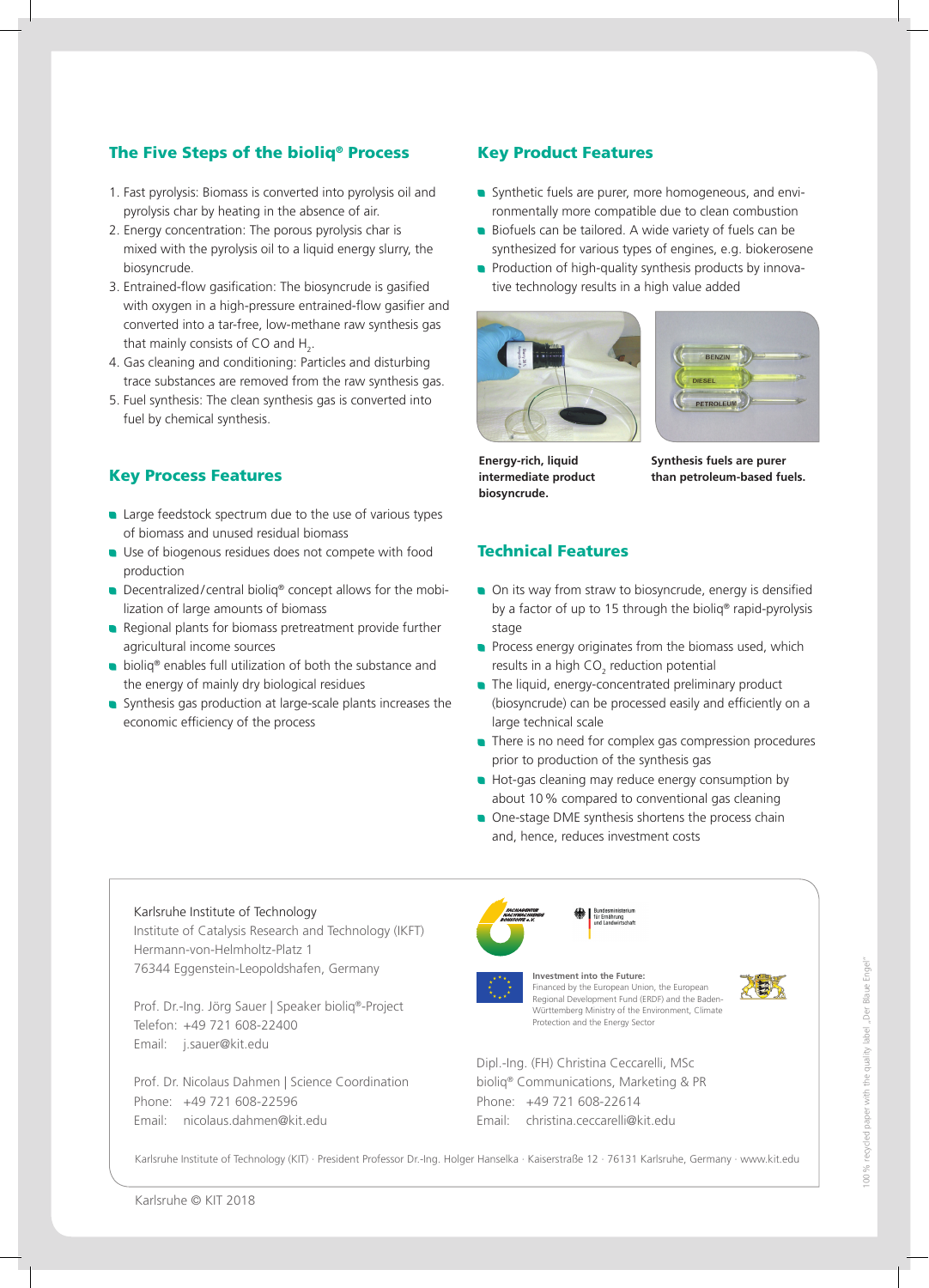## The Five Steps of the bioliq® Process

1. Fast pyrolysis: Biomass is converted into pyrolysis oil and pyrolysis char by heating in the absence of air.
2. Energy concentration: The porous pyrolysis char is mixed with the pyrolysis oil to a liquid energy slurry, the biosyncrude.
3. Entrained-flow gasification: The biosyncrude is gasified with oxygen in a high-pressure entrained-flow gasifier and converted into a tar-free, low-methane raw synthesis gas that mainly consists of CO and $H_2$.
4. Gas cleaning and conditioning: Particles and disturbing trace substances are removed from the raw synthesis gas.
5. Fuel synthesis: The clean synthesis gas is converted into fuel by chemical synthesis.

## Key Process Features

- Large feedstock spectrum due to the use of various types of biomass and unused residual biomass
- Use of biogenous residues does not compete with food production
- Decentralized/central bioliq® concept allows for the mobilization of large amounts of biomass
- Regional plants for biomass pretreatment provide further agricultural income sources
- bioliq® enables full utilization of both the substance and the energy of mainly dry biological residues
- Synthesis gas production at large-scale plants increases the economic efficiency of the process

## Key Product Features

- Synthetic fuels are purer, more homogeneous, and environmentally more compatible due to clean combustion
- Biofuels can be tailored. A wide variety of fuels can be synthesized for various types of engines, e.g. biokerosene
- Production of high-quality synthesis products by innovative technology results in a high value added

**Energy-rich, liquid intermediate product biosyncrude.**

BENZIN
DIESEL
PETROLEUM

**Synthesis fuels are purer than petroleum-based fuels.**

## Technical Features

- On its way from straw to biosyncrude, energy is densified by a factor of up to 15 through the bioliq® rapid-pyrolysis stage
- Process energy originates from the biomass used, which results in a high $CO_2$ reduction potential
- The liquid, energy-concentrated preliminary product (biosyncrude) can be processed easily and efficiently on a large technical scale
- There is no need for complex gas compression procedures prior to production of the synthesis gas
- Hot-gas cleaning may reduce energy consumption by about 10 % compared to conventional gas cleaning
- One-stage DME synthesis shortens the process chain and, hence, reduces investment costs

Karlsruhe Institute of Technology
Institute of Catalysis Research and Technology (IKFT)
Hermann-von-Helmholtz-Platz 1
76344 Eggenstein-Leopoldshafen, Germany

Prof. Dr.-Ing. Jörg Sauer | Speaker bioliq®-Project
Telefon: +49 721 608-22400
Email: j.sauer@kit.edu

Prof. Dr. Nicolaus Dahmen | Science Coordination
Phone: +49 721 608-22596
Email: nicolaus.dahmen@kit.edu

Fachagentur Nachwachsende Rohstoffe e.V.
Bundesministerium für Ernährung und Landwirtschaft

**Investment into the Future:**
Financed by the European Union, the European Regional Development Fund (ERDF) and the Baden-Württemberg Ministry of the Environment, Climate Protection and the Energy Sector

Dipl.-Ing. (FH) Christina Ceccarelli, MSc
bioliq® Communications, Marketing & PR
Phone: +49 721 608-22614
Email: christina.ceccarelli@kit.edu

Karlsruhe Institute of Technology (KIT) · President Professor Dr.-Ing. Holger Hanselka · Kaiserstraße 12 · 76131 Karlsruhe, Germany · www.kit.edu

Karlsruhe © KIT 2018

100 % recycled paper with the quality label „Der Blaue Engel"